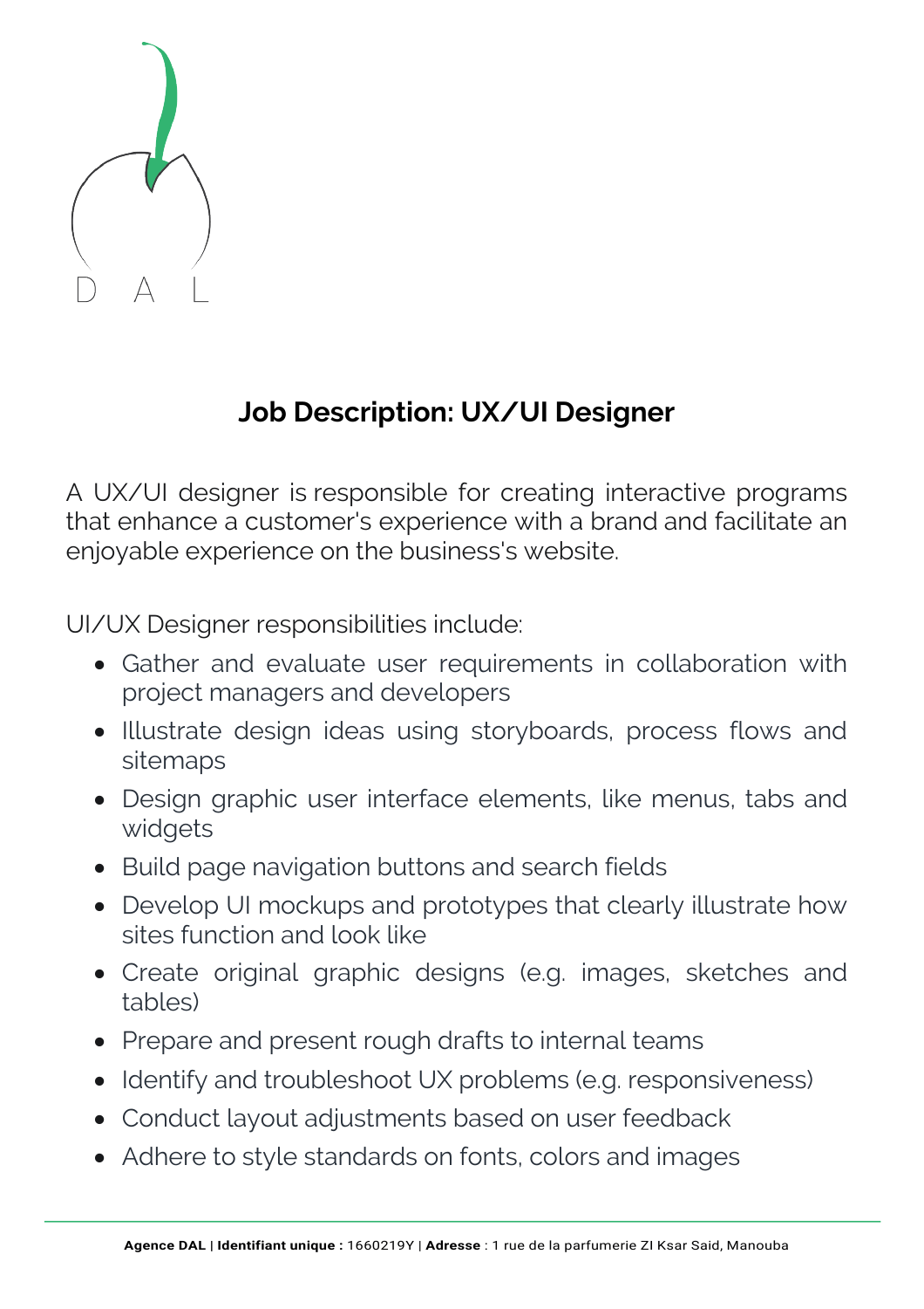# Job Description: UX/UI Designer

A UX/UI designer is responsible for creating interactive programs that enhance a customer's experience with a brand and facilitate an enjoyable experience on the business's website.

UI/UX Designer responsibilities include:

- Gather and evaluate user requirements in collaboration with project managers and developers
- Illustrate design ideas using storyboards, process flows and sitemaps
- Design graphic user interface elements, like menus, tabs and widgets
- Build page navigation buttons and search fields
- Develop UI mockups and prototypes that clearly illustrate how sites function and look like
- Create original graphic designs (e.g. images, sketches and tables)
- Prepare and present rough drafts to internal teams
- Identify and troubleshoot UX problems (e.g. responsiveness)
- Conduct layout adjustments based on user feedback
- Adhere to style standards on fonts, colors and images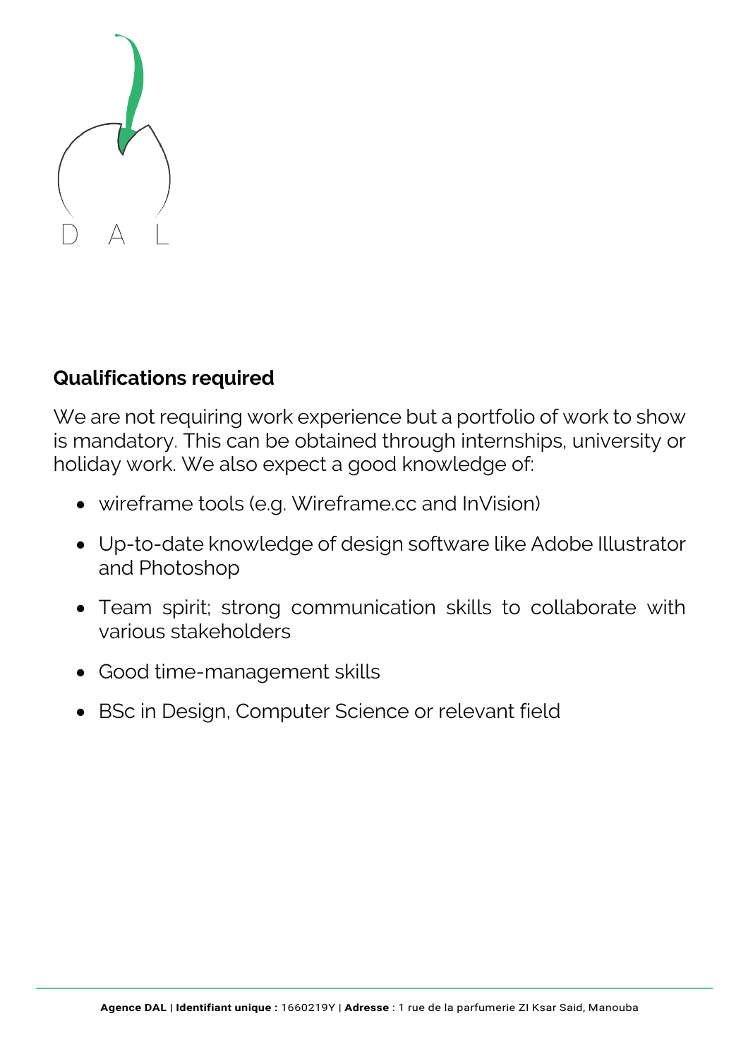## Qualifications required

We are not requiring work experience but a portfolio of work to show is mandatory. This can be obtained through internships, university or holiday work. We also expect a good knowledge of:

- wireframe tools (e.g. Wireframe.cc and InVision)
- Up-to-date knowledge of design software like Adobe Illustrator and Photoshop
- Team spirit; strong communication skills to collaborate with various stakeholders
- Good time-management skills
- BSc in Design, Computer Science or relevant field